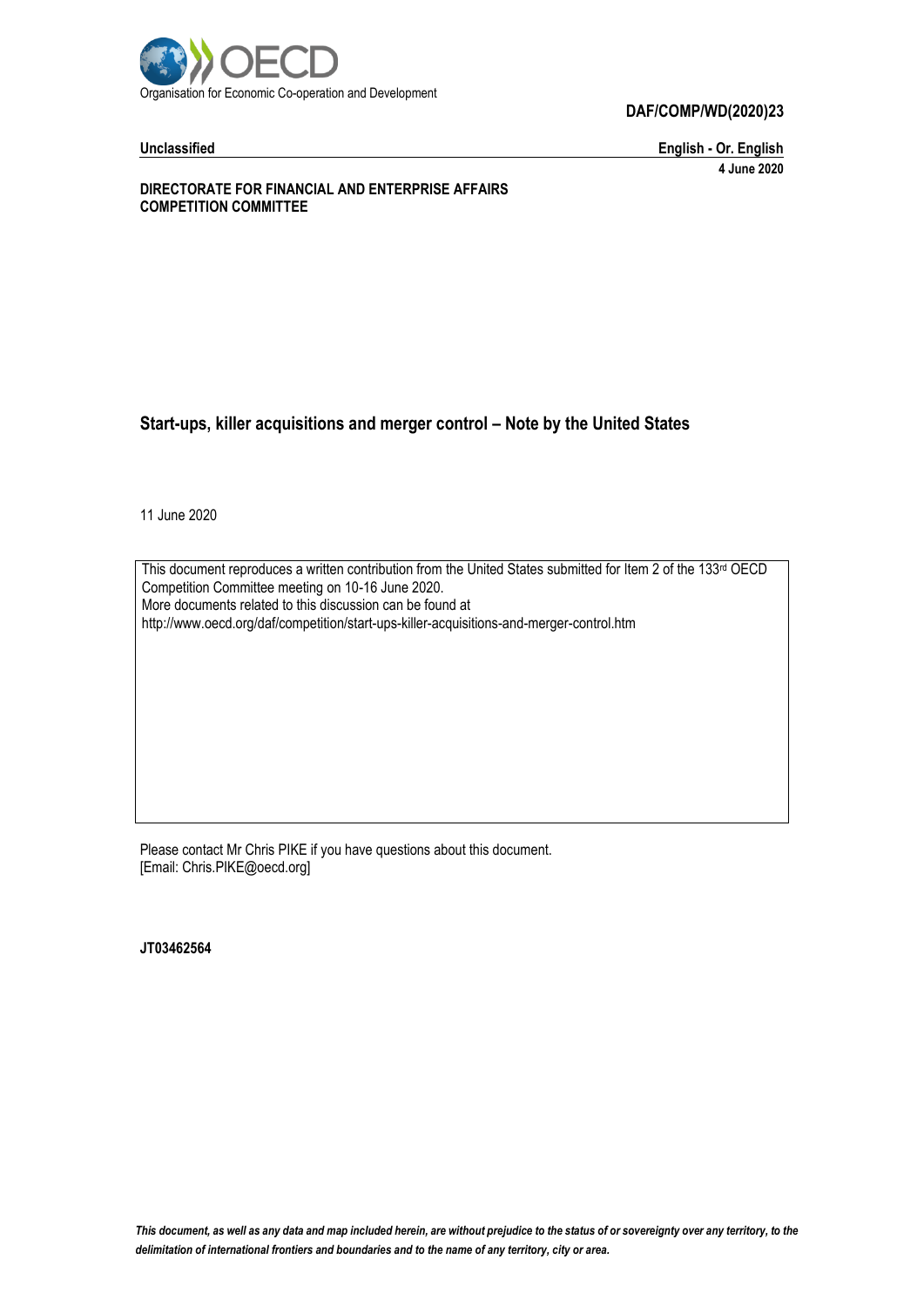Organisation for Economic Co-operation and Development

**DAF/COMP/WD(2020)23**

**Unclassified** **English - Or. English**

**4 June 2020**

**DIRECTORATE FOR FINANCIAL AND ENTERPRISE AFFAIRS**
**COMPETITION COMMITTEE**

# Start-ups, killer acquisitions and merger control – Note by the United States

11 June 2020

This document reproduces a written contribution from the United States submitted for Item 2 of the 133rd OECD Competition Committee meeting on 10-16 June 2020.
More documents related to this discussion can be found at
http://www.oecd.org/daf/competition/start-ups-killer-acquisitions-and-merger-control.htm

Please contact Mr Chris PIKE if you have questions about this document.
[Email: Chris.PIKE@oecd.org]

**JT03462564**

*This document, as well as any data and map included herein, are without prejudice to the status of or sovereignty over any territory, to the delimitation of international frontiers and boundaries and to the name of any territory, city or area.*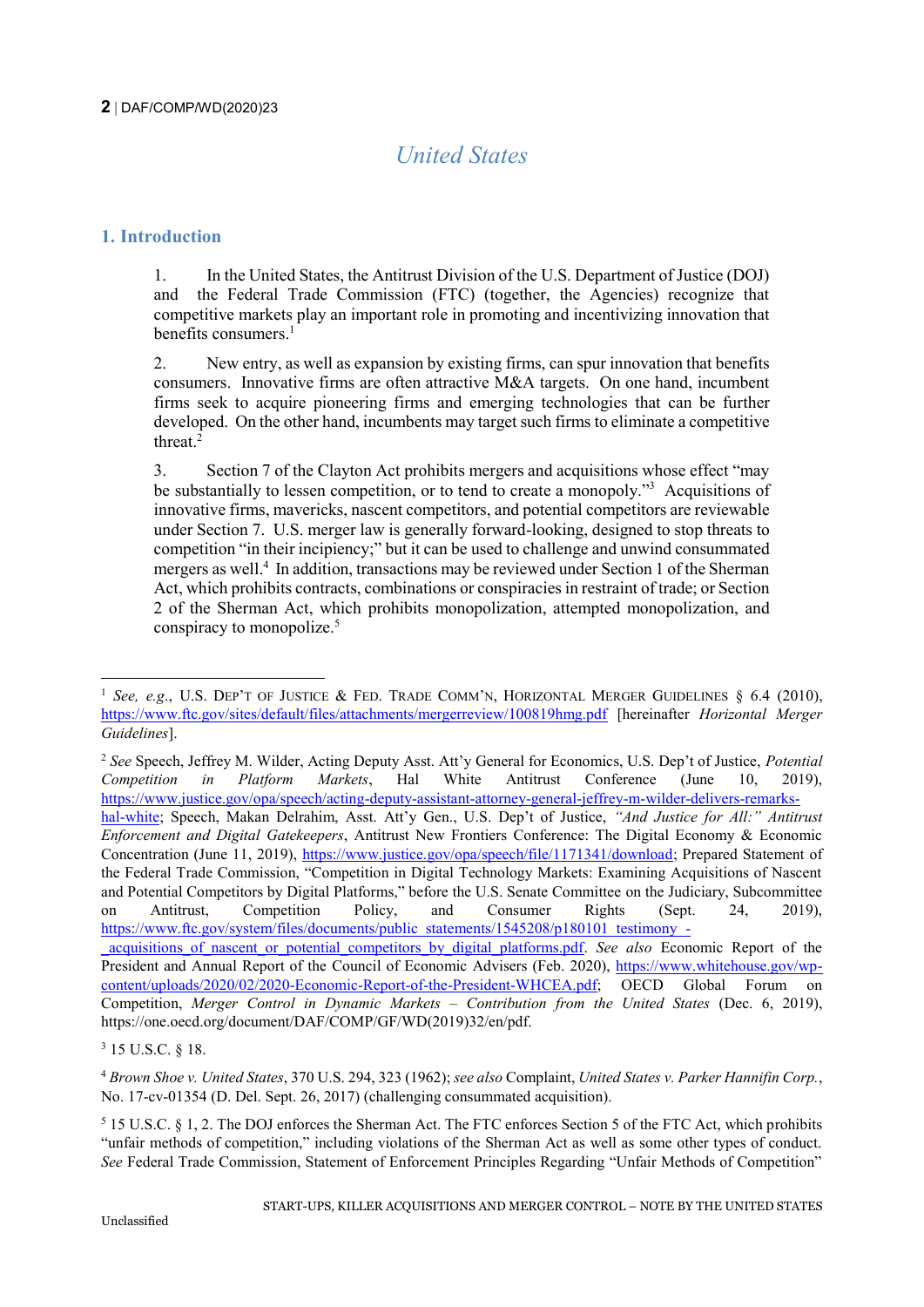# United States

## 1. Introduction

1. In the United States, the Antitrust Division of the U.S. Department of Justice (DOJ) and the Federal Trade Commission (FTC) (together, the Agencies) recognize that competitive markets play an important role in promoting and incentivizing innovation that benefits consumers.[1]

2. New entry, as well as expansion by existing firms, can spur innovation that benefits consumers. Innovative firms are often attractive M&A targets. On one hand, incumbent firms seek to acquire pioneering firms and emerging technologies that can be further developed. On the other hand, incumbents may target such firms to eliminate a competitive threat.[2]

3. Section 7 of the Clayton Act prohibits mergers and acquisitions whose effect "may be substantially to lessen competition, or to tend to create a monopoly."[3] Acquisitions of innovative firms, mavericks, nascent competitors, and potential competitors are reviewable under Section 7. U.S. merger law is generally forward-looking, designed to stop threats to competition "in their incipiency;" but it can be used to challenge and unwind consummated mergers as well.[4] In addition, transactions may be reviewed under Section 1 of the Sherman Act, which prohibits contracts, combinations or conspiracies in restraint of trade; or Section 2 of the Sherman Act, which prohibits monopolization, attempted monopolization, and conspiracy to monopolize.[5]

---

[1] *See, e.g.*, U.S. DEP'T OF JUSTICE & FED. TRADE COMM'N, HORIZONTAL MERGER GUIDELINES § 6.4 (2010), https://www.ftc.gov/sites/default/files/attachments/mergerreview/100819hmg.pdf [hereinafter *Horizontal Merger Guidelines*].

[2] *See* Speech, Jeffrey M. Wilder, Acting Deputy Asst. Att'y General for Economics, U.S. Dep't of Justice, *Potential Competition in Platform Markets*, Hal White Antitrust Conference (June 10, 2019), https://www.justice.gov/opa/speech/acting-deputy-assistant-attorney-general-jeffrey-m-wilder-delivers-remarks-hal-white; Speech, Makan Delrahim, Asst. Att'y Gen., U.S. Dep't of Justice, *"And Justice for All:" Antitrust Enforcement and Digital Gatekeepers*, Antitrust New Frontiers Conference: The Digital Economy & Economic Concentration (June 11, 2019), https://www.justice.gov/opa/speech/file/1171341/download; Prepared Statement of the Federal Trade Commission, "Competition in Digital Technology Markets: Examining Acquisitions of Nascent and Potential Competitors by Digital Platforms," before the U.S. Senate Committee on the Judiciary, Subcommittee on Antitrust, Competition Policy, and Consumer Rights (Sept. 24, 2019), https://www.ftc.gov/system/files/documents/public_statements/1545208/p180101_testimony_-_acquisitions_of_nascent_or_potential_competitors_by_digital_platforms.pdf. *See also* Economic Report of the President and Annual Report of the Council of Economic Advisers (Feb. 2020), https://www.whitehouse.gov/wp-content/uploads/2020/02/2020-Economic-Report-of-the-President-WHCEA.pdf; OECD Global Forum on Competition, *Merger Control in Dynamic Markets – Contribution from the United States* (Dec. 6, 2019), https://one.oecd.org/document/DAF/COMP/GF/WD(2019)32/en/pdf.

[3] 15 U.S.C. § 18.

[4] *Brown Shoe v. United States*, 370 U.S. 294, 323 (1962); *see also* Complaint, *United States v. Parker Hannifin Corp.*, No. 17-cv-01354 (D. Del. Sept. 26, 2017) (challenging consummated acquisition).

[5] 15 U.S.C. § 1, 2. The DOJ enforces the Sherman Act. The FTC enforces Section 5 of the FTC Act, which prohibits "unfair methods of competition," including violations of the Sherman Act as well as some other types of conduct. *See* Federal Trade Commission, Statement of Enforcement Principles Regarding "Unfair Methods of Competition"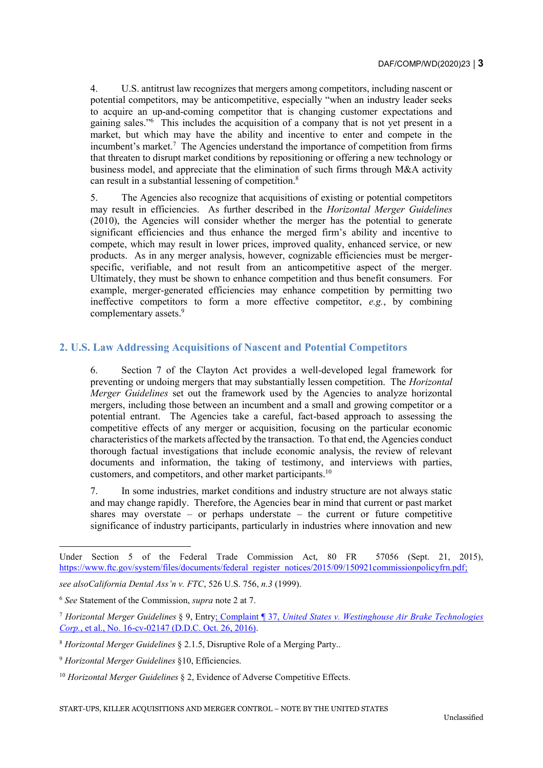4. U.S. antitrust law recognizes that mergers among competitors, including nascent or potential competitors, may be anticompetitive, especially "when an industry leader seeks to acquire an up-and-coming competitor that is changing customer expectations and gaining sales."[6] This includes the acquisition of a company that is not yet present in a market, but which may have the ability and incentive to enter and compete in the incumbent's market.[7] The Agencies understand the importance of competition from firms that threaten to disrupt market conditions by repositioning or offering a new technology or business model, and appreciate that the elimination of such firms through M&A activity can result in a substantial lessening of competition.[8]

5. The Agencies also recognize that acquisitions of existing or potential competitors may result in efficiencies. As further described in the *Horizontal Merger Guidelines* (2010), the Agencies will consider whether the merger has the potential to generate significant efficiencies and thus enhance the merged firm's ability and incentive to compete, which may result in lower prices, improved quality, enhanced service, or new products. As in any merger analysis, however, cognizable efficiencies must be merger-specific, verifiable, and not result from an anticompetitive aspect of the merger. Ultimately, they must be shown to enhance competition and thus benefit consumers. For example, merger-generated efficiencies may enhance competition by permitting two ineffective competitors to form a more effective competitor, *e.g.*, by combining complementary assets.[9]

## 2. U.S. Law Addressing Acquisitions of Nascent and Potential Competitors

6. Section 7 of the Clayton Act provides a well-developed legal framework for preventing or undoing mergers that may substantially lessen competition. The *Horizontal Merger Guidelines* set out the framework used by the Agencies to analyze horizontal mergers, including those between an incumbent and a small and growing competitor or a potential entrant. The Agencies take a careful, fact-based approach to assessing the competitive effects of any merger or acquisition, focusing on the particular economic characteristics of the markets affected by the transaction. To that end, the Agencies conduct thorough factual investigations that include economic analysis, the review of relevant documents and information, the taking of testimony, and interviews with parties, customers, and competitors, and other market participants.[10]

7. In some industries, market conditions and industry structure are not always static and may change rapidly. Therefore, the Agencies bear in mind that current or past market shares may overstate – or perhaps understate – the current or future competitive significance of industry participants, particularly in industries where innovation and new

---

Under Section 5 of the Federal Trade Commission Act, 80 FR 57056 (Sept. 21, 2015), https://www.ftc.gov/system/files/documents/federal_register_notices/2015/09/150921commissionpolicyfrn.pdf;

*see alsoCalifornia Dental Ass'n v. FTC*, 526 U.S. 756, *n.3* (1999).

[6] *See* Statement of the Commission, *supra* note 2 at 7.

[7] *Horizontal Merger Guidelines* § 9, Entry; Complaint ¶ 37, *United States v. Westinghouse Air Brake Technologies Corp.*, et al., No. 16-cv-02147 (D.D.C. Oct. 26, 2016).

[8] *Horizontal Merger Guidelines* § 2.1.5, Disruptive Role of a Merging Party..

[9] *Horizontal Merger Guidelines* §10, Efficiencies.

[10] *Horizontal Merger Guidelines* § 2, Evidence of Adverse Competitive Effects.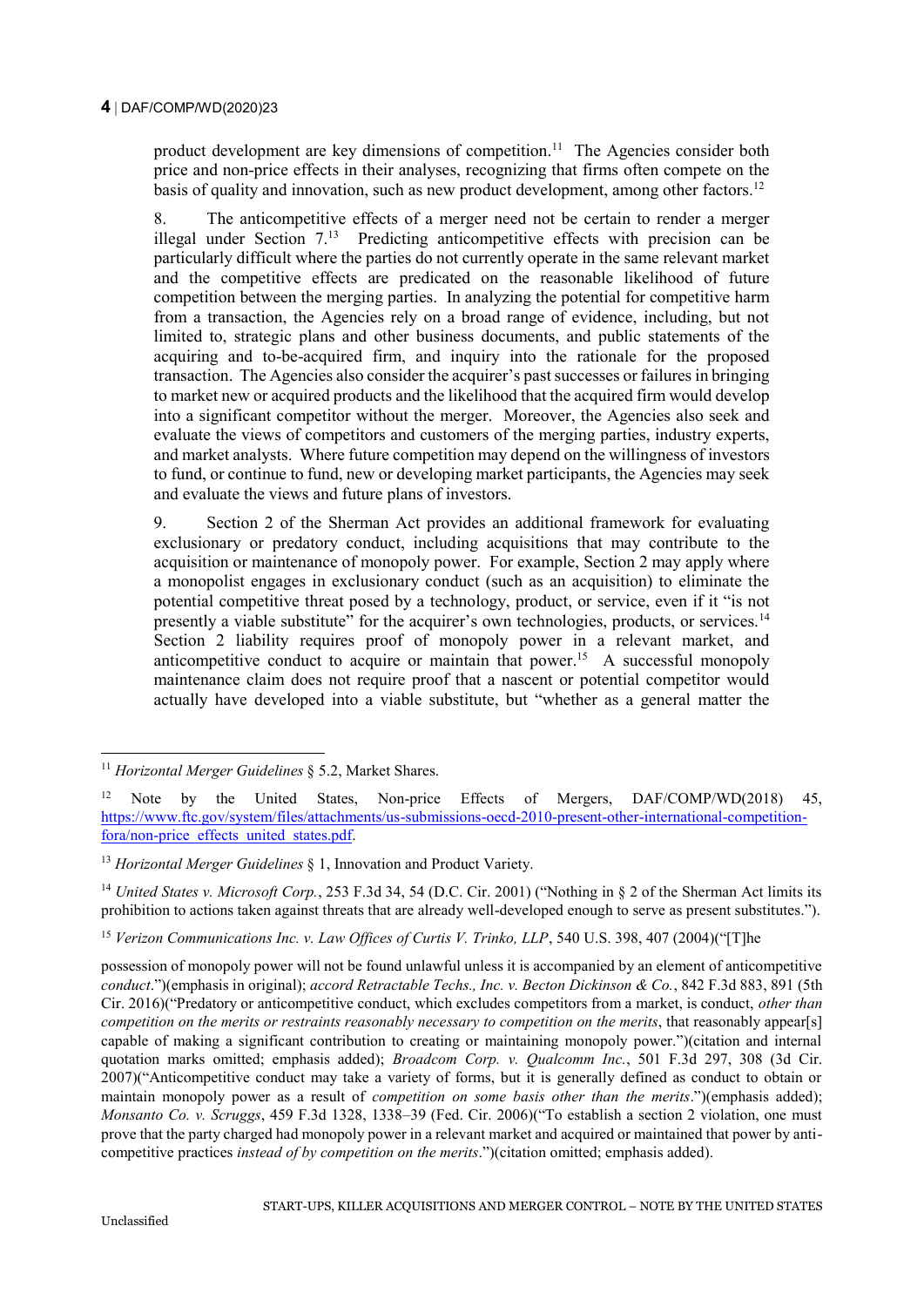product development are key dimensions of competition.[11] The Agencies consider both price and non-price effects in their analyses, recognizing that firms often compete on the basis of quality and innovation, such as new product development, among other factors.[12]

8. The anticompetitive effects of a merger need not be certain to render a merger illegal under Section 7.[13] Predicting anticompetitive effects with precision can be particularly difficult where the parties do not currently operate in the same relevant market and the competitive effects are predicated on the reasonable likelihood of future competition between the merging parties. In analyzing the potential for competitive harm from a transaction, the Agencies rely on a broad range of evidence, including, but not limited to, strategic plans and other business documents, and public statements of the acquiring and to-be-acquired firm, and inquiry into the rationale for the proposed transaction. The Agencies also consider the acquirer's past successes or failures in bringing to market new or acquired products and the likelihood that the acquired firm would develop into a significant competitor without the merger. Moreover, the Agencies also seek and evaluate the views of competitors and customers of the merging parties, industry experts, and market analysts. Where future competition may depend on the willingness of investors to fund, or continue to fund, new or developing market participants, the Agencies may seek and evaluate the views and future plans of investors.

9. Section 2 of the Sherman Act provides an additional framework for evaluating exclusionary or predatory conduct, including acquisitions that may contribute to the acquisition or maintenance of monopoly power. For example, Section 2 may apply where a monopolist engages in exclusionary conduct (such as an acquisition) to eliminate the potential competitive threat posed by a technology, product, or service, even if it "is not presently a viable substitute" for the acquirer's own technologies, products, or services.[14] Section 2 liability requires proof of monopoly power in a relevant market, and anticompetitive conduct to acquire or maintain that power.[15] A successful monopoly maintenance claim does not require proof that a nascent or potential competitor would actually have developed into a viable substitute, but "whether as a general matter the

---

[11] *Horizontal Merger Guidelines* § 5.2, Market Shares.

[12] Note by the United States, Non-price Effects of Mergers, DAF/COMP/WD(2018) 45, https://www.ftc.gov/system/files/attachments/us-submissions-oecd-2010-present-other-international-competition-fora/non-price_effects_united_states.pdf.

[13] *Horizontal Merger Guidelines* § 1, Innovation and Product Variety.

[14] *United States v. Microsoft Corp.*, 253 F.3d 34, 54 (D.C. Cir. 2001) ("Nothing in § 2 of the Sherman Act limits its prohibition to actions taken against threats that are already well-developed enough to serve as present substitutes.").

[15] *Verizon Communications Inc. v. Law Offices of Curtis V. Trinko, LLP*, 540 U.S. 398, 407 (2004)("[T]he possession of monopoly power will not be found unlawful unless it is accompanied by an element of anticompetitive *conduct*.")(emphasis in original); *accord Retractable Techs., Inc. v. Becton Dickinson & Co.*, 842 F.3d 883, 891 (5th Cir. 2016)("Predatory or anticompetitive conduct, which excludes competitors from a market, is conduct, *other than competition on the merits or restraints reasonably necessary to competition on the merits*, that reasonably appear[s] capable of making a significant contribution to creating or maintaining monopoly power.")(citation and internal quotation marks omitted; emphasis added); *Broadcom Corp. v. Qualcomm Inc.*, 501 F.3d 297, 308 (3d Cir. 2007)("Anticompetitive conduct may take a variety of forms, but it is generally defined as conduct to obtain or maintain monopoly power as a result of *competition on some basis other than the merits*.")(emphasis added); *Monsanto Co. v. Scruggs*, 459 F.3d 1328, 1338–39 (Fed. Cir. 2006)("To establish a section 2 violation, one must prove that the party charged had monopoly power in a relevant market and acquired or maintained that power by anti-competitive practices *instead of by competition on the merits*.")(citation omitted; emphasis added).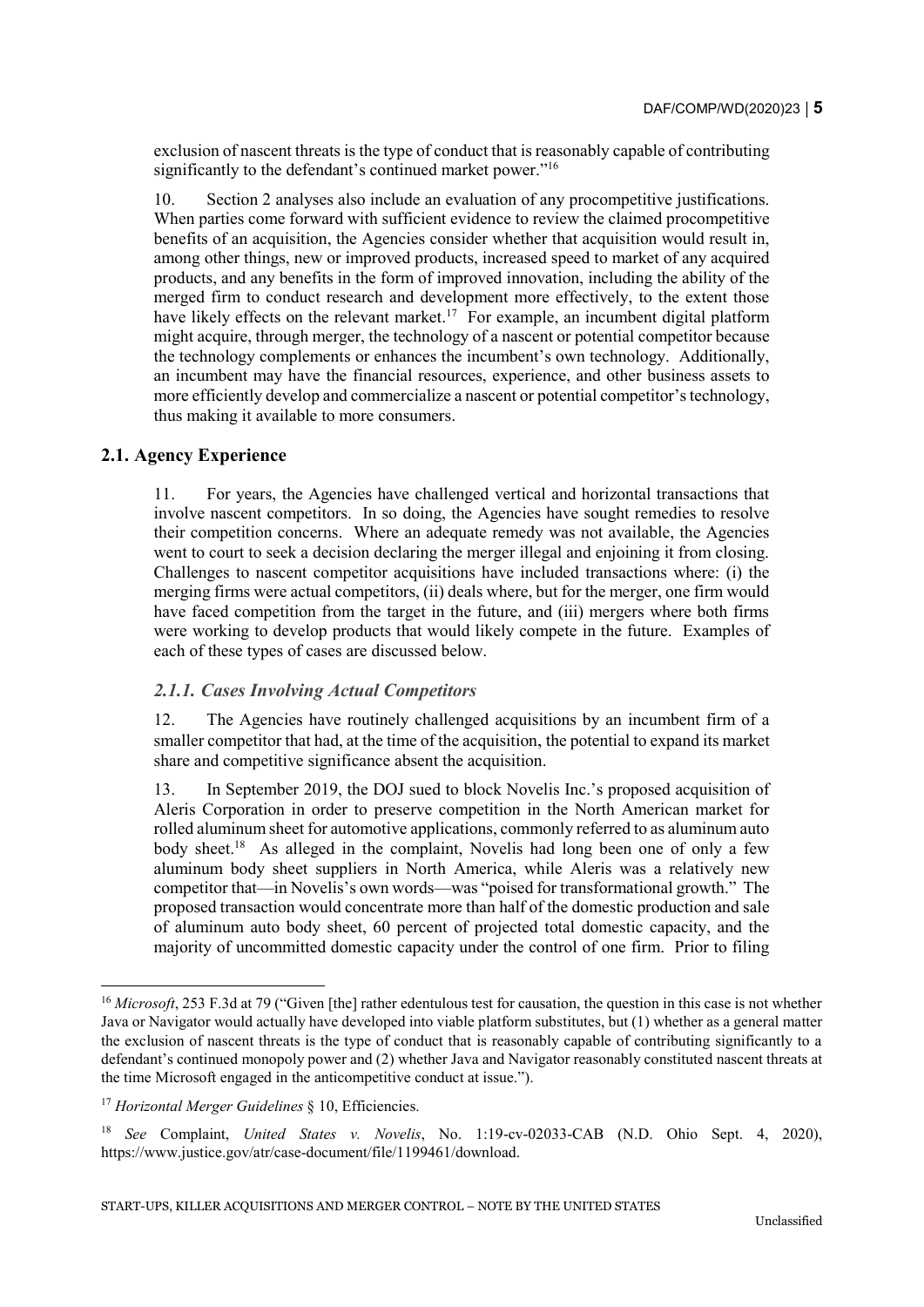exclusion of nascent threats is the type of conduct that is reasonably capable of contributing significantly to the defendant's continued market power."[16]

10. Section 2 analyses also include an evaluation of any procompetitive justifications. When parties come forward with sufficient evidence to review the claimed procompetitive benefits of an acquisition, the Agencies consider whether that acquisition would result in, among other things, new or improved products, increased speed to market of any acquired products, and any benefits in the form of improved innovation, including the ability of the merged firm to conduct research and development more effectively, to the extent those have likely effects on the relevant market.[17] For example, an incumbent digital platform might acquire, through merger, the technology of a nascent or potential competitor because the technology complements or enhances the incumbent's own technology. Additionally, an incumbent may have the financial resources, experience, and other business assets to more efficiently develop and commercialize a nascent or potential competitor's technology, thus making it available to more consumers.

## 2.1. Agency Experience

11. For years, the Agencies have challenged vertical and horizontal transactions that involve nascent competitors. In so doing, the Agencies have sought remedies to resolve their competition concerns. Where an adequate remedy was not available, the Agencies went to court to seek a decision declaring the merger illegal and enjoining it from closing. Challenges to nascent competitor acquisitions have included transactions where: (i) the merging firms were actual competitors, (ii) deals where, but for the merger, one firm would have faced competition from the target in the future, and (iii) mergers where both firms were working to develop products that would likely compete in the future. Examples of each of these types of cases are discussed below.

### *2.1.1. Cases Involving Actual Competitors*

12. The Agencies have routinely challenged acquisitions by an incumbent firm of a smaller competitor that had, at the time of the acquisition, the potential to expand its market share and competitive significance absent the acquisition.

13. In September 2019, the DOJ sued to block Novelis Inc.'s proposed acquisition of Aleris Corporation in order to preserve competition in the North American market for rolled aluminum sheet for automotive applications, commonly referred to as aluminum auto body sheet.[18] As alleged in the complaint, Novelis had long been one of only a few aluminum body sheet suppliers in North America, while Aleris was a relatively new competitor that—in Novelis's own words—was "poised for transformational growth." The proposed transaction would concentrate more than half of the domestic production and sale of aluminum auto body sheet, 60 percent of projected total domestic capacity, and the majority of uncommitted domestic capacity under the control of one firm. Prior to filing

---

[16] *Microsoft*, 253 F.3d at 79 ("Given [the] rather edentulous test for causation, the question in this case is not whether Java or Navigator would actually have developed into viable platform substitutes, but (1) whether as a general matter the exclusion of nascent threats is the type of conduct that is reasonably capable of contributing significantly to a defendant's continued monopoly power and (2) whether Java and Navigator reasonably constituted nascent threats at the time Microsoft engaged in the anticompetitive conduct at issue.").

[17] *Horizontal Merger Guidelines* § 10, Efficiencies.

[18] *See* Complaint, *United States v. Novelis*, No. 1:19-cv-02033-CAB (N.D. Ohio Sept. 4, 2020), https://www.justice.gov/atr/case-document/file/1199461/download.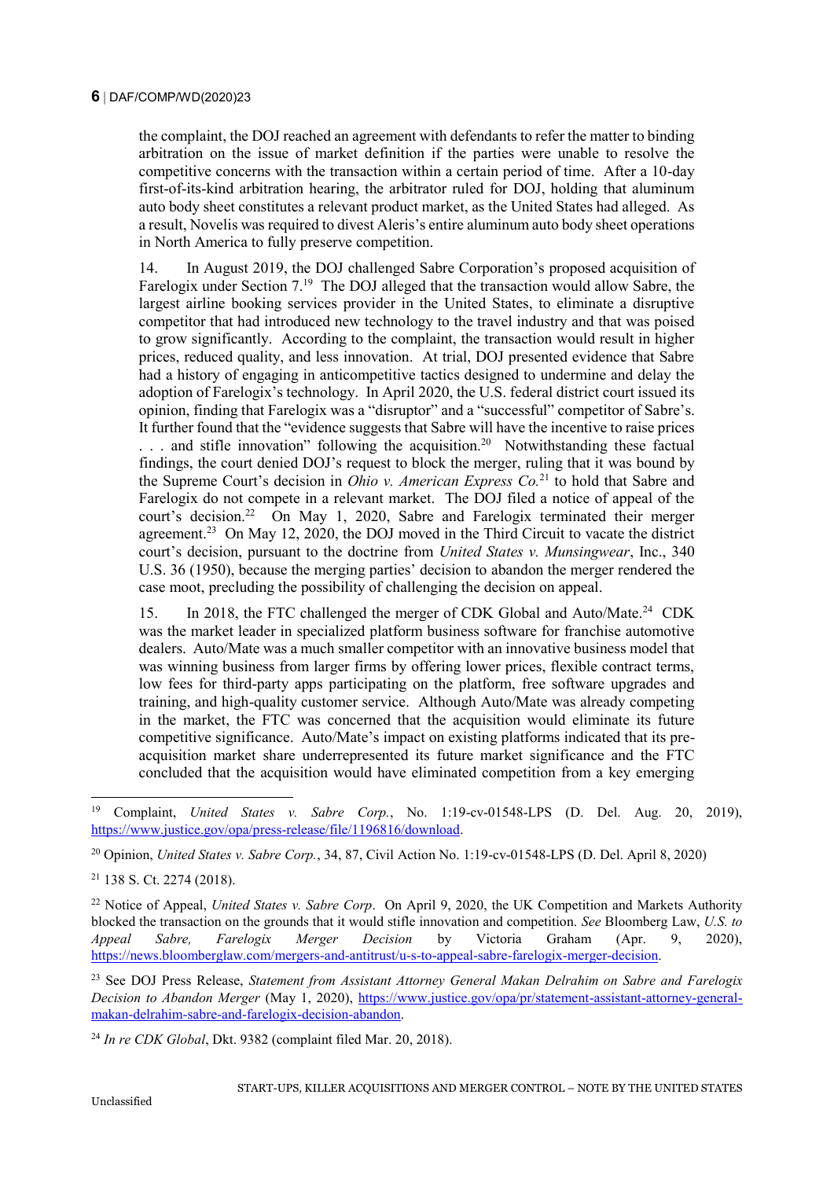the complaint, the DOJ reached an agreement with defendants to refer the matter to binding arbitration on the issue of market definition if the parties were unable to resolve the competitive concerns with the transaction within a certain period of time. After a 10-day first-of-its-kind arbitration hearing, the arbitrator ruled for DOJ, holding that aluminum auto body sheet constitutes a relevant product market, as the United States had alleged. As a result, Novelis was required to divest Aleris's entire aluminum auto body sheet operations in North America to fully preserve competition.

14. In August 2019, the DOJ challenged Sabre Corporation's proposed acquisition of Farelogix under Section 7.[19] The DOJ alleged that the transaction would allow Sabre, the largest airline booking services provider in the United States, to eliminate a disruptive competitor that had introduced new technology to the travel industry and that was poised to grow significantly. According to the complaint, the transaction would result in higher prices, reduced quality, and less innovation. At trial, DOJ presented evidence that Sabre had a history of engaging in anticompetitive tactics designed to undermine and delay the adoption of Farelogix's technology. In April 2020, the U.S. federal district court issued its opinion, finding that Farelogix was a "disruptor" and a "successful" competitor of Sabre's. It further found that the "evidence suggests that Sabre will have the incentive to raise prices . . . and stifle innovation" following the acquisition.[20] Notwithstanding these factual findings, the court denied DOJ's request to block the merger, ruling that it was bound by the Supreme Court's decision in *Ohio v. American Express Co.*[21] to hold that Sabre and Farelogix do not compete in a relevant market. The DOJ filed a notice of appeal of the court's decision.[22] On May 1, 2020, Sabre and Farelogix terminated their merger agreement.[23] On May 12, 2020, the DOJ moved in the Third Circuit to vacate the district court's decision, pursuant to the doctrine from *United States v. Munsingwear*, Inc., 340 U.S. 36 (1950), because the merging parties' decision to abandon the merger rendered the case moot, precluding the possibility of challenging the decision on appeal.

15. In 2018, the FTC challenged the merger of CDK Global and Auto/Mate.[24] CDK was the market leader in specialized platform business software for franchise automotive dealers. Auto/Mate was a much smaller competitor with an innovative business model that was winning business from larger firms by offering lower prices, flexible contract terms, low fees for third-party apps participating on the platform, free software upgrades and training, and high-quality customer service. Although Auto/Mate was already competing in the market, the FTC was concerned that the acquisition would eliminate its future competitive significance. Auto/Mate's impact on existing platforms indicated that its pre-acquisition market share underrepresented its future market significance and the FTC concluded that the acquisition would have eliminated competition from a key emerging

---

[19] Complaint, *United States v. Sabre Corp.*, No. 1:19-cv-01548-LPS (D. Del. Aug. 20, 2019), https://www.justice.gov/opa/press-release/file/1196816/download.

[20] Opinion, *United States v. Sabre Corp.*, 34, 87, Civil Action No. 1:19-cv-01548-LPS (D. Del. April 8, 2020)

[21] 138 S. Ct. 2274 (2018).

[22] Notice of Appeal, *United States v. Sabre Corp*. On April 9, 2020, the UK Competition and Markets Authority blocked the transaction on the grounds that it would stifle innovation and competition. *See* Bloomberg Law, *U.S. to Appeal Sabre, Farelogix Merger Decision* by Victoria Graham (Apr. 9, 2020), https://news.bloomberglaw.com/mergers-and-antitrust/u-s-to-appeal-sabre-farelogix-merger-decision.

[23] See DOJ Press Release, *Statement from Assistant Attorney General Makan Delrahim on Sabre and Farelogix Decision to Abandon Merger* (May 1, 2020), https://www.justice.gov/opa/pr/statement-assistant-attorney-general-makan-delrahim-sabre-and-farelogix-decision-abandon.

[24] *In re CDK Global*, Dkt. 9382 (complaint filed Mar. 20, 2018).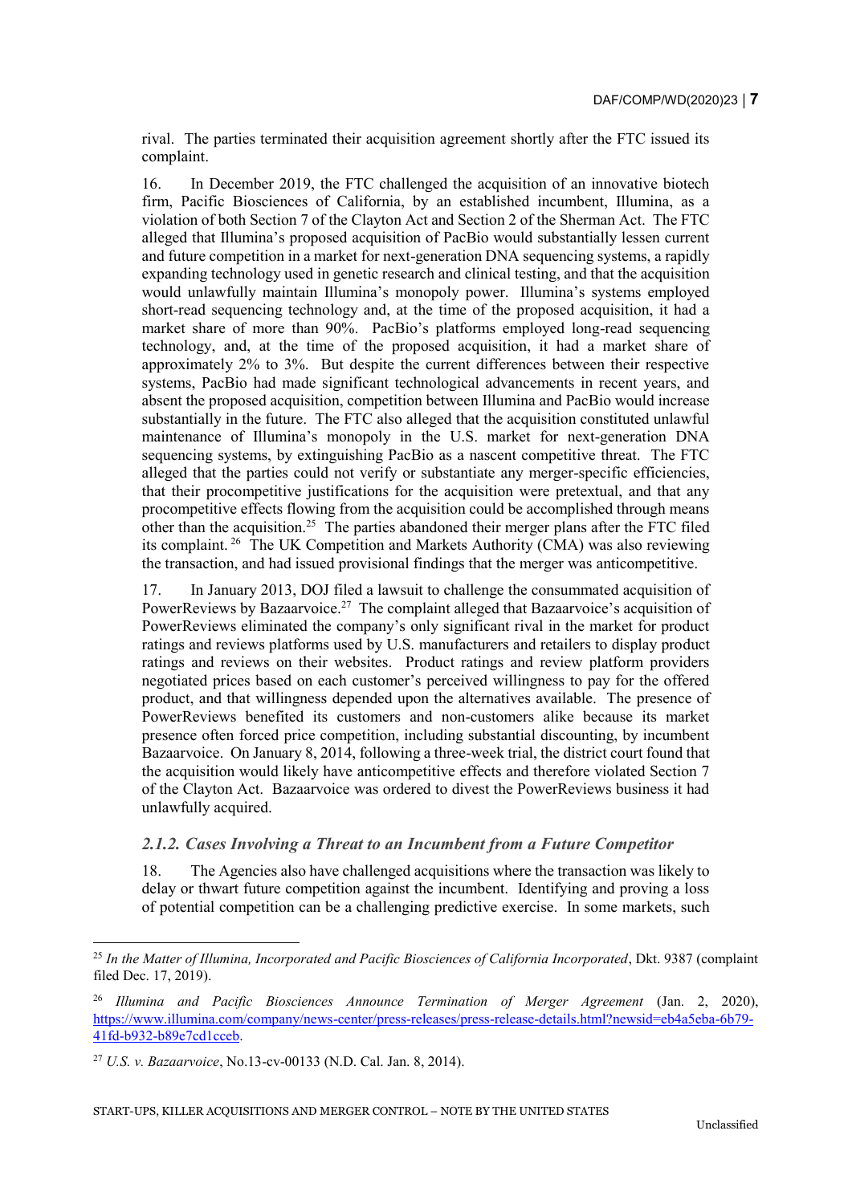rival. The parties terminated their acquisition agreement shortly after the FTC issued its complaint.

16. In December 2019, the FTC challenged the acquisition of an innovative biotech firm, Pacific Biosciences of California, by an established incumbent, Illumina, as a violation of both Section 7 of the Clayton Act and Section 2 of the Sherman Act. The FTC alleged that Illumina's proposed acquisition of PacBio would substantially lessen current and future competition in a market for next-generation DNA sequencing systems, a rapidly expanding technology used in genetic research and clinical testing, and that the acquisition would unlawfully maintain Illumina's monopoly power. Illumina's systems employed short-read sequencing technology and, at the time of the proposed acquisition, it had a market share of more than 90%. PacBio's platforms employed long-read sequencing technology, and, at the time of the proposed acquisition, it had a market share of approximately 2% to 3%. But despite the current differences between their respective systems, PacBio had made significant technological advancements in recent years, and absent the proposed acquisition, competition between Illumina and PacBio would increase substantially in the future. The FTC also alleged that the acquisition constituted unlawful maintenance of Illumina's monopoly in the U.S. market for next-generation DNA sequencing systems, by extinguishing PacBio as a nascent competitive threat. The FTC alleged that the parties could not verify or substantiate any merger-specific efficiencies, that their procompetitive justifications for the acquisition were pretextual, and that any procompetitive effects flowing from the acquisition could be accomplished through means other than the acquisition.[25] The parties abandoned their merger plans after the FTC filed its complaint.[26] The UK Competition and Markets Authority (CMA) was also reviewing the transaction, and had issued provisional findings that the merger was anticompetitive.

17. In January 2013, DOJ filed a lawsuit to challenge the consummated acquisition of PowerReviews by Bazaarvoice.[27] The complaint alleged that Bazaarvoice's acquisition of PowerReviews eliminated the company's only significant rival in the market for product ratings and reviews platforms used by U.S. manufacturers and retailers to display product ratings and reviews on their websites. Product ratings and review platform providers negotiated prices based on each customer's perceived willingness to pay for the offered product, and that willingness depended upon the alternatives available. The presence of PowerReviews benefited its customers and non-customers alike because its market presence often forced price competition, including substantial discounting, by incumbent Bazaarvoice. On January 8, 2014, following a three-week trial, the district court found that the acquisition would likely have anticompetitive effects and therefore violated Section 7 of the Clayton Act. Bazaarvoice was ordered to divest the PowerReviews business it had unlawfully acquired.

### *2.1.2. Cases Involving a Threat to an Incumbent from a Future Competitor*

18. The Agencies also have challenged acquisitions where the transaction was likely to delay or thwart future competition against the incumbent. Identifying and proving a loss of potential competition can be a challenging predictive exercise. In some markets, such

---

[25] *In the Matter of Illumina, Incorporated and Pacific Biosciences of California Incorporated*, Dkt. 9387 (complaint filed Dec. 17, 2019).

[26] *Illumina and Pacific Biosciences Announce Termination of Merger Agreement* (Jan. 2, 2020), https://www.illumina.com/company/news-center/press-releases/press-release-details.html?newsid=eb4a5eba-6b79-41fd-b932-b89e7cd1cceb.

[27] *U.S. v. Bazaarvoice*, No.13-cv-00133 (N.D. Cal. Jan. 8, 2014).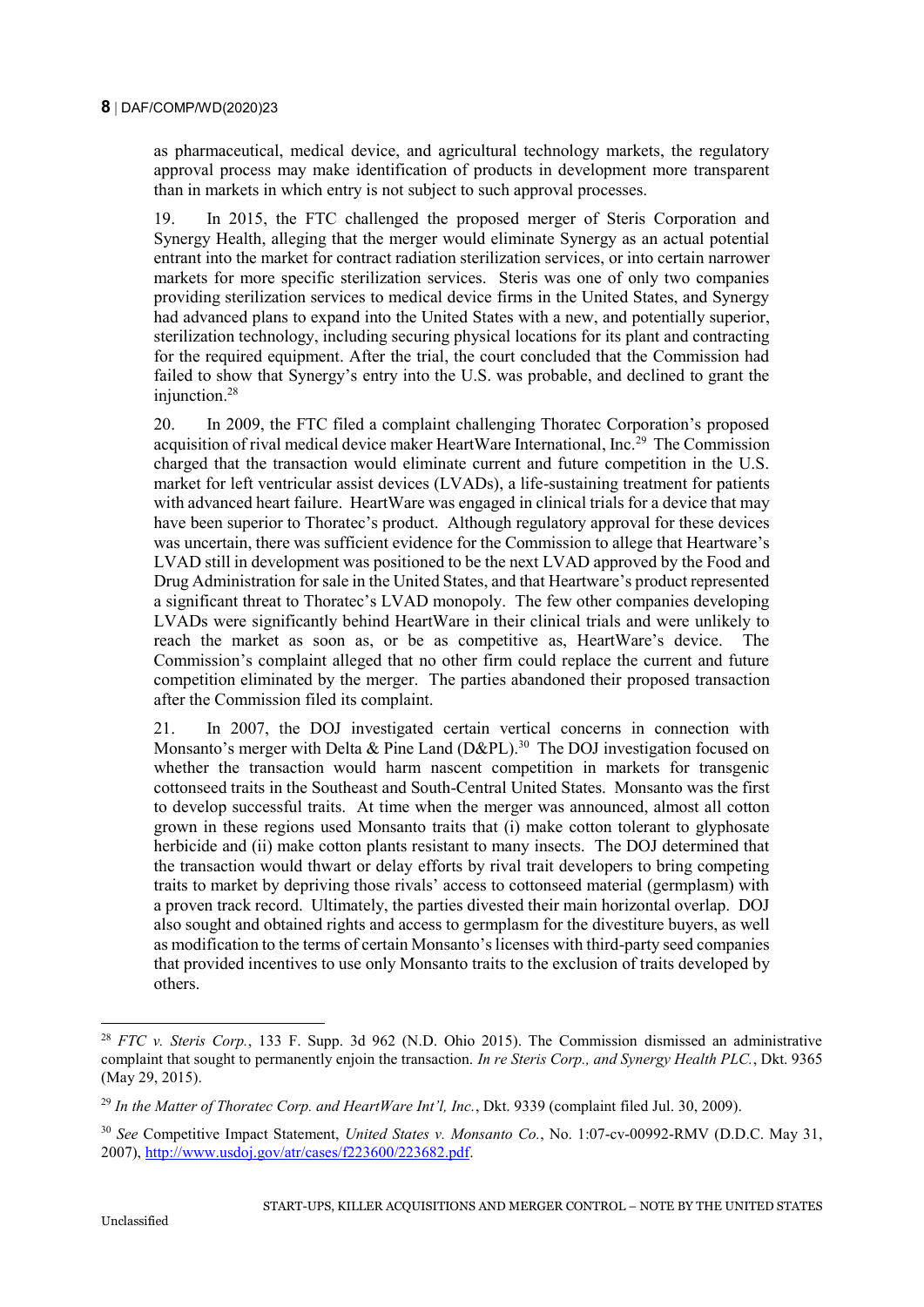as pharmaceutical, medical device, and agricultural technology markets, the regulatory approval process may make identification of products in development more transparent than in markets in which entry is not subject to such approval processes.

19. In 2015, the FTC challenged the proposed merger of Steris Corporation and Synergy Health, alleging that the merger would eliminate Synergy as an actual potential entrant into the market for contract radiation sterilization services, or into certain narrower markets for more specific sterilization services. Steris was one of only two companies providing sterilization services to medical device firms in the United States, and Synergy had advanced plans to expand into the United States with a new, and potentially superior, sterilization technology, including securing physical locations for its plant and contracting for the required equipment. After the trial, the court concluded that the Commission had failed to show that Synergy's entry into the U.S. was probable, and declined to grant the injunction.[28]

20. In 2009, the FTC filed a complaint challenging Thoratec Corporation's proposed acquisition of rival medical device maker HeartWare International, Inc.[29] The Commission charged that the transaction would eliminate current and future competition in the U.S. market for left ventricular assist devices (LVADs), a life-sustaining treatment for patients with advanced heart failure. HeartWare was engaged in clinical trials for a device that may have been superior to Thoratec's product. Although regulatory approval for these devices was uncertain, there was sufficient evidence for the Commission to allege that Heartware's LVAD still in development was positioned to be the next LVAD approved by the Food and Drug Administration for sale in the United States, and that Heartware's product represented a significant threat to Thoratec's LVAD monopoly. The few other companies developing LVADs were significantly behind HeartWare in their clinical trials and were unlikely to reach the market as soon as, or be as competitive as, HeartWare's device. The Commission's complaint alleged that no other firm could replace the current and future competition eliminated by the merger. The parties abandoned their proposed transaction after the Commission filed its complaint.

21. In 2007, the DOJ investigated certain vertical concerns in connection with Monsanto's merger with Delta & Pine Land (D&PL).[30] The DOJ investigation focused on whether the transaction would harm nascent competition in markets for transgenic cottonseed traits in the Southeast and South-Central United States. Monsanto was the first to develop successful traits. At time when the merger was announced, almost all cotton grown in these regions used Monsanto traits that (i) make cotton tolerant to glyphosate herbicide and (ii) make cotton plants resistant to many insects. The DOJ determined that the transaction would thwart or delay efforts by rival trait developers to bring competing traits to market by depriving those rivals' access to cottonseed material (germplasm) with a proven track record. Ultimately, the parties divested their main horizontal overlap. DOJ also sought and obtained rights and access to germplasm for the divestiture buyers, as well as modification to the terms of certain Monsanto's licenses with third-party seed companies that provided incentives to use only Monsanto traits to the exclusion of traits developed by others.

---

[28] *FTC v. Steris Corp.*, 133 F. Supp. 3d 962 (N.D. Ohio 2015). The Commission dismissed an administrative complaint that sought to permanently enjoin the transaction. *In re Steris Corp., and Synergy Health PLC.*, Dkt. 9365 (May 29, 2015).

[29] *In the Matter of Thoratec Corp. and HeartWare Int'l, Inc.*, Dkt. 9339 (complaint filed Jul. 30, 2009).

[30] *See* Competitive Impact Statement, *United States v. Monsanto Co.*, No. 1:07-cv-00992-RMV (D.D.C. May 31, 2007), http://www.usdoj.gov/atr/cases/f223600/223682.pdf.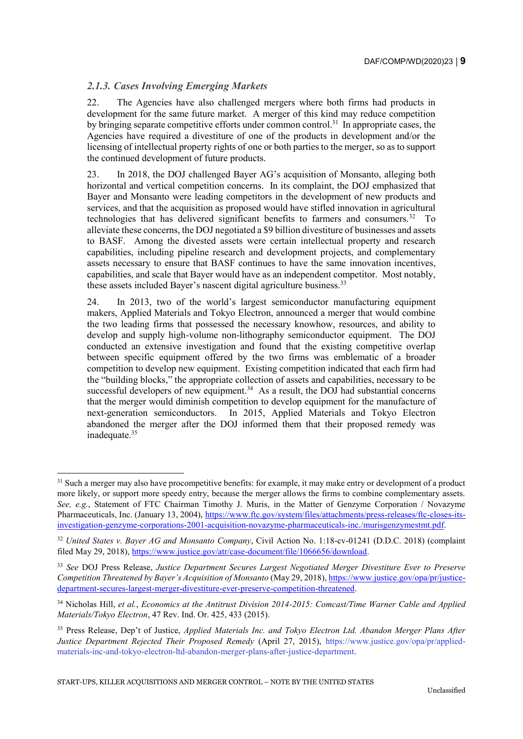### *2.1.3. Cases Involving Emerging Markets*

22. The Agencies have also challenged mergers where both firms had products in development for the same future market. A merger of this kind may reduce competition by bringing separate competitive efforts under common control.[31] In appropriate cases, the Agencies have required a divestiture of one of the products in development and/or the licensing of intellectual property rights of one or both parties to the merger, so as to support the continued development of future products.

23. In 2018, the DOJ challenged Bayer AG's acquisition of Monsanto, alleging both horizontal and vertical competition concerns. In its complaint, the DOJ emphasized that Bayer and Monsanto were leading competitors in the development of new products and services, and that the acquisition as proposed would have stifled innovation in agricultural technologies that has delivered significant benefits to farmers and consumers.[32] To alleviate these concerns, the DOJ negotiated a $9 billion divestiture of businesses and assets to BASF. Among the divested assets were certain intellectual property and research capabilities, including pipeline research and development projects, and complementary assets necessary to ensure that BASF continues to have the same innovation incentives, capabilities, and scale that Bayer would have as an independent competitor. Most notably, these assets included Bayer's nascent digital agriculture business.[33]

24. In 2013, two of the world's largest semiconductor manufacturing equipment makers, Applied Materials and Tokyo Electron, announced a merger that would combine the two leading firms that possessed the necessary knowhow, resources, and ability to develop and supply high-volume non-lithography semiconductor equipment. The DOJ conducted an extensive investigation and found that the existing competitive overlap between specific equipment offered by the two firms was emblematic of a broader competition to develop new equipment. Existing competition indicated that each firm had the "building blocks," the appropriate collection of assets and capabilities, necessary to be successful developers of new equipment.[34] As a result, the DOJ had substantial concerns that the merger would diminish competition to develop equipment for the manufacture of next-generation semiconductors. In 2015, Applied Materials and Tokyo Electron abandoned the merger after the DOJ informed them that their proposed remedy was inadequate.[35]

---

[31] Such a merger may also have procompetitive benefits: for example, it may make entry or development of a product more likely, or support more speedy entry, because the merger allows the firms to combine complementary assets. *See, e.g.*, Statement of FTC Chairman Timothy J. Muris, in the Matter of Genzyme Corporation / Novazyme Pharmaceuticals, Inc. (January 13, 2004), https://www.ftc.gov/system/files/attachments/press-releases/ftc-closes-its-investigation-genzyme-corporations-2001-acquisition-novazyme-pharmaceuticals-inc./murisgenzymestmt.pdf.

[32] *United States v. Bayer AG and Monsanto Company*, Civil Action No. 1:18-cv-01241 (D.D.C. 2018) (complaint filed May 29, 2018), https://www.justice.gov/atr/case-document/file/1066656/download.

[33] *See* DOJ Press Release, *Justice Department Secures Largest Negotiated Merger Divestiture Ever to Preserve Competition Threatened by Bayer's Acquisition of Monsanto* (May 29, 2018), https://www.justice.gov/opa/pr/justice-department-secures-largest-merger-divestiture-ever-preserve-competition-threatened.

[34] Nicholas Hill, *et al.*, *Economics at the Antitrust Division 2014-2015: Comcast/Time Warner Cable and Applied Materials/Tokyo Electron*, 47 Rev. Ind. Or. 425, 433 (2015).

[35] Press Release, Dep't of Justice, *Applied Materials Inc. and Tokyo Electron Ltd. Abandon Merger Plans After Justice Department Rejected Their Proposed Remedy* (April 27, 2015), https://www.justice.gov/opa/pr/applied-materials-inc-and-tokyo-electron-ltd-abandon-merger-plans-after-justice-department.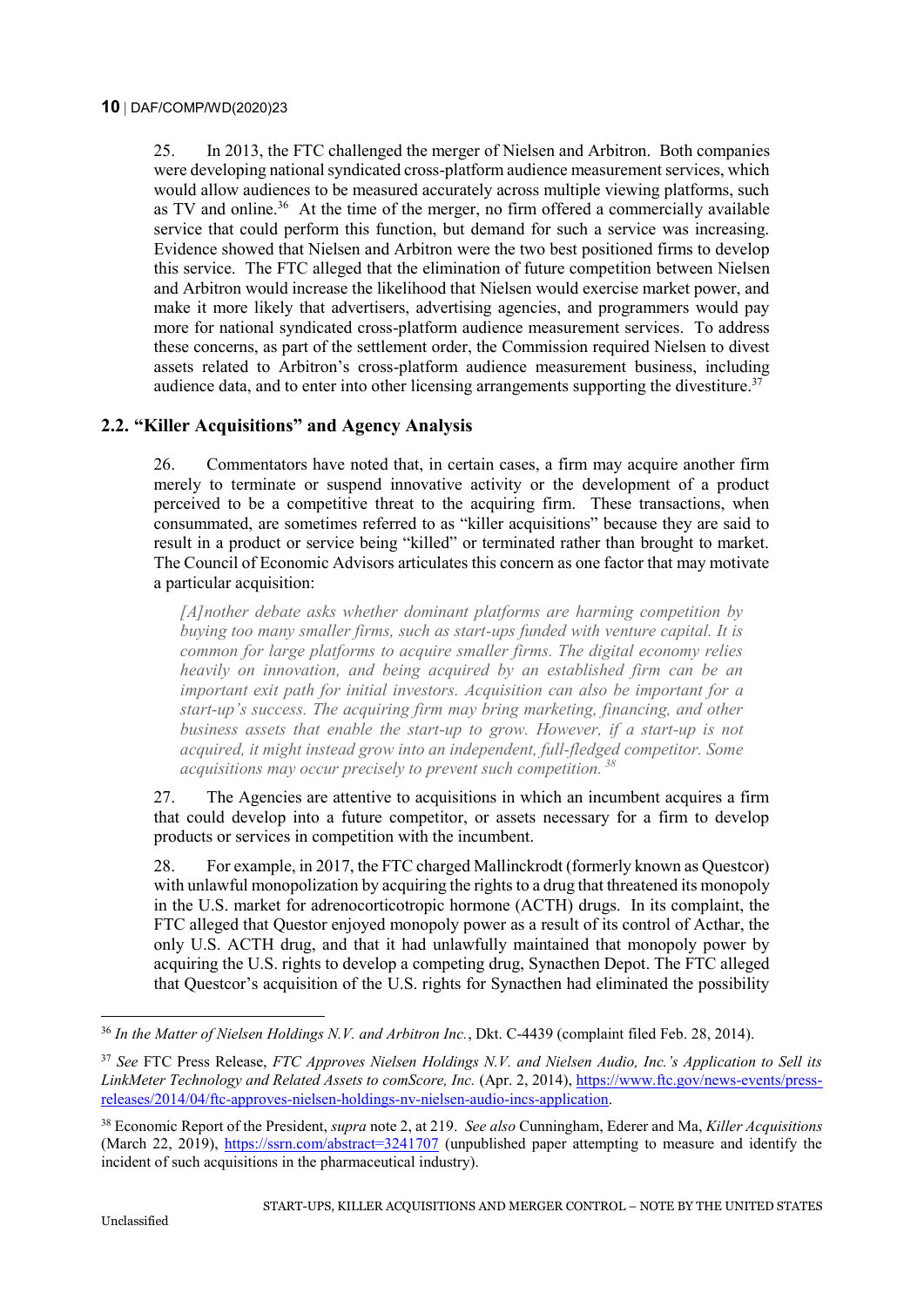25. In 2013, the FTC challenged the merger of Nielsen and Arbitron. Both companies were developing national syndicated cross-platform audience measurement services, which would allow audiences to be measured accurately across multiple viewing platforms, such as TV and online.[36] At the time of the merger, no firm offered a commercially available service that could perform this function, but demand for such a service was increasing. Evidence showed that Nielsen and Arbitron were the two best positioned firms to develop this service. The FTC alleged that the elimination of future competition between Nielsen and Arbitron would increase the likelihood that Nielsen would exercise market power, and make it more likely that advertisers, advertising agencies, and programmers would pay more for national syndicated cross-platform audience measurement services. To address these concerns, as part of the settlement order, the Commission required Nielsen to divest assets related to Arbitron's cross-platform audience measurement business, including audience data, and to enter into other licensing arrangements supporting the divestiture.[37]

## 2.2. "Killer Acquisitions" and Agency Analysis

26. Commentators have noted that, in certain cases, a firm may acquire another firm merely to terminate or suspend innovative activity or the development of a product perceived to be a competitive threat to the acquiring firm. These transactions, when consummated, are sometimes referred to as "killer acquisitions" because they are said to result in a product or service being "killed" or terminated rather than brought to market. The Council of Economic Advisors articulates this concern as one factor that may motivate a particular acquisition:

> *[A]nother debate asks whether dominant platforms are harming competition by buying too many smaller firms, such as start-ups funded with venture capital. It is common for large platforms to acquire smaller firms. The digital economy relies heavily on innovation, and being acquired by an established firm can be an important exit path for initial investors. Acquisition can also be important for a start-up's success. The acquiring firm may bring marketing, financing, and other business assets that enable the start-up to grow. However, if a start-up is not acquired, it might instead grow into an independent, full-fledged competitor. Some acquisitions may occur precisely to prevent such competition.* [38]

27. The Agencies are attentive to acquisitions in which an incumbent acquires a firm that could develop into a future competitor, or assets necessary for a firm to develop products or services in competition with the incumbent.

28. For example, in 2017, the FTC charged Mallinckrodt (formerly known as Questcor) with unlawful monopolization by acquiring the rights to a drug that threatened its monopoly in the U.S. market for adrenocorticotropic hormone (ACTH) drugs. In its complaint, the FTC alleged that Questor enjoyed monopoly power as a result of its control of Acthar, the only U.S. ACTH drug, and that it had unlawfully maintained that monopoly power by acquiring the U.S. rights to develop a competing drug, Synacthen Depot. The FTC alleged that Questcor's acquisition of the U.S. rights for Synacthen had eliminated the possibility

---

[36] *In the Matter of Nielsen Holdings N.V. and Arbitron Inc.*, Dkt. C-4439 (complaint filed Feb. 28, 2014).

[37] *See* FTC Press Release, *FTC Approves Nielsen Holdings N.V. and Nielsen Audio, Inc.'s Application to Sell its LinkMeter Technology and Related Assets to comScore, Inc.* (Apr. 2, 2014), https://www.ftc.gov/news-events/press-releases/2014/04/ftc-approves-nielsen-holdings-nv-nielsen-audio-incs-application.

[38] Economic Report of the President, *supra* note 2, at 219. *See also* Cunningham, Ederer and Ma, *Killer Acquisitions* (March 22, 2019), https://ssrn.com/abstract=3241707 (unpublished paper attempting to measure and identify the incident of such acquisitions in the pharmaceutical industry).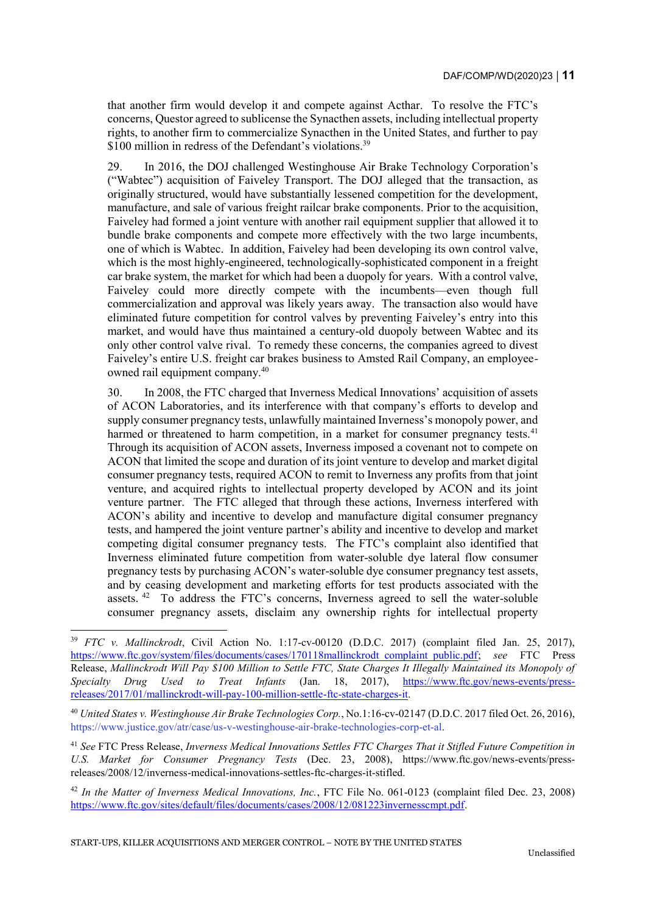that another firm would develop it and compete against Acthar. To resolve the FTC's concerns, Questor agreed to sublicense the Synacthen assets, including intellectual property rights, to another firm to commercialize Synacthen in the United States, and further to pay $100 million in redress of the Defendant's violations.[39]

29. In 2016, the DOJ challenged Westinghouse Air Brake Technology Corporation's ("Wabtec") acquisition of Faiveley Transport. The DOJ alleged that the transaction, as originally structured, would have substantially lessened competition for the development, manufacture, and sale of various freight railcar brake components. Prior to the acquisition, Faiveley had formed a joint venture with another rail equipment supplier that allowed it to bundle brake components and compete more effectively with the two large incumbents, one of which is Wabtec. In addition, Faiveley had been developing its own control valve, which is the most highly-engineered, technologically-sophisticated component in a freight car brake system, the market for which had been a duopoly for years. With a control valve, Faiveley could more directly compete with the incumbents—even though full commercialization and approval was likely years away. The transaction also would have eliminated future competition for control valves by preventing Faiveley's entry into this market, and would have thus maintained a century-old duopoly between Wabtec and its only other control valve rival. To remedy these concerns, the companies agreed to divest Faiveley's entire U.S. freight car brakes business to Amsted Rail Company, an employee-owned rail equipment company.[40]

30. In 2008, the FTC charged that Inverness Medical Innovations' acquisition of assets of ACON Laboratories, and its interference with that company's efforts to develop and supply consumer pregnancy tests, unlawfully maintained Inverness's monopoly power, and harmed or threatened to harm competition, in a market for consumer pregnancy tests.[41] Through its acquisition of ACON assets, Inverness imposed a covenant not to compete on ACON that limited the scope and duration of its joint venture to develop and market digital consumer pregnancy tests, required ACON to remit to Inverness any profits from that joint venture, and acquired rights to intellectual property developed by ACON and its joint venture partner. The FTC alleged that through these actions, Inverness interfered with ACON's ability and incentive to develop and manufacture digital consumer pregnancy tests, and hampered the joint venture partner's ability and incentive to develop and market competing digital consumer pregnancy tests. The FTC's complaint also identified that Inverness eliminated future competition from water-soluble dye lateral flow consumer pregnancy tests by purchasing ACON's water-soluble dye consumer pregnancy test assets, and by ceasing development and marketing efforts for test products associated with the assets.[42] To address the FTC's concerns, Inverness agreed to sell the water-soluble consumer pregnancy assets, disclaim any ownership rights for intellectual property

---

[39] *FTC v. Mallinckrodt*, Civil Action No. 1:17-cv-00120 (D.D.C. 2017) (complaint filed Jan. 25, 2017), https://www.ftc.gov/system/files/documents/cases/170118mallinckrodt_complaint_public.pdf; *see* FTC Press Release, *Mallinckrodt Will Pay $100 Million to Settle FTC, State Charges It Illegally Maintained its Monopoly of Specialty Drug Used to Treat Infants* (Jan. 18, 2017), https://www.ftc.gov/news-events/press-releases/2017/01/mallinckrodt-will-pay-100-million-settle-ftc-state-charges-it.

[40] *United States v. Westinghouse Air Brake Technologies Corp.*, No.1:16-cv-02147 (D.D.C. 2017 filed Oct. 26, 2016), https://www.justice.gov/atr/case/us-v-westinghouse-air-brake-technologies-corp-et-al.

[41] *See* FTC Press Release, *Inverness Medical Innovations Settles FTC Charges That it Stifled Future Competition in U.S. Market for Consumer Pregnancy Tests* (Dec. 23, 2008), https://www.ftc.gov/news-events/press-releases/2008/12/inverness-medical-innovations-settles-ftc-charges-it-stifled.

[42] *In the Matter of Inverness Medical Innovations, Inc.*, FTC File No. 061-0123 (complaint filed Dec. 23, 2008) https://www.ftc.gov/sites/default/files/documents/cases/2008/12/081223invernesscmpt.pdf.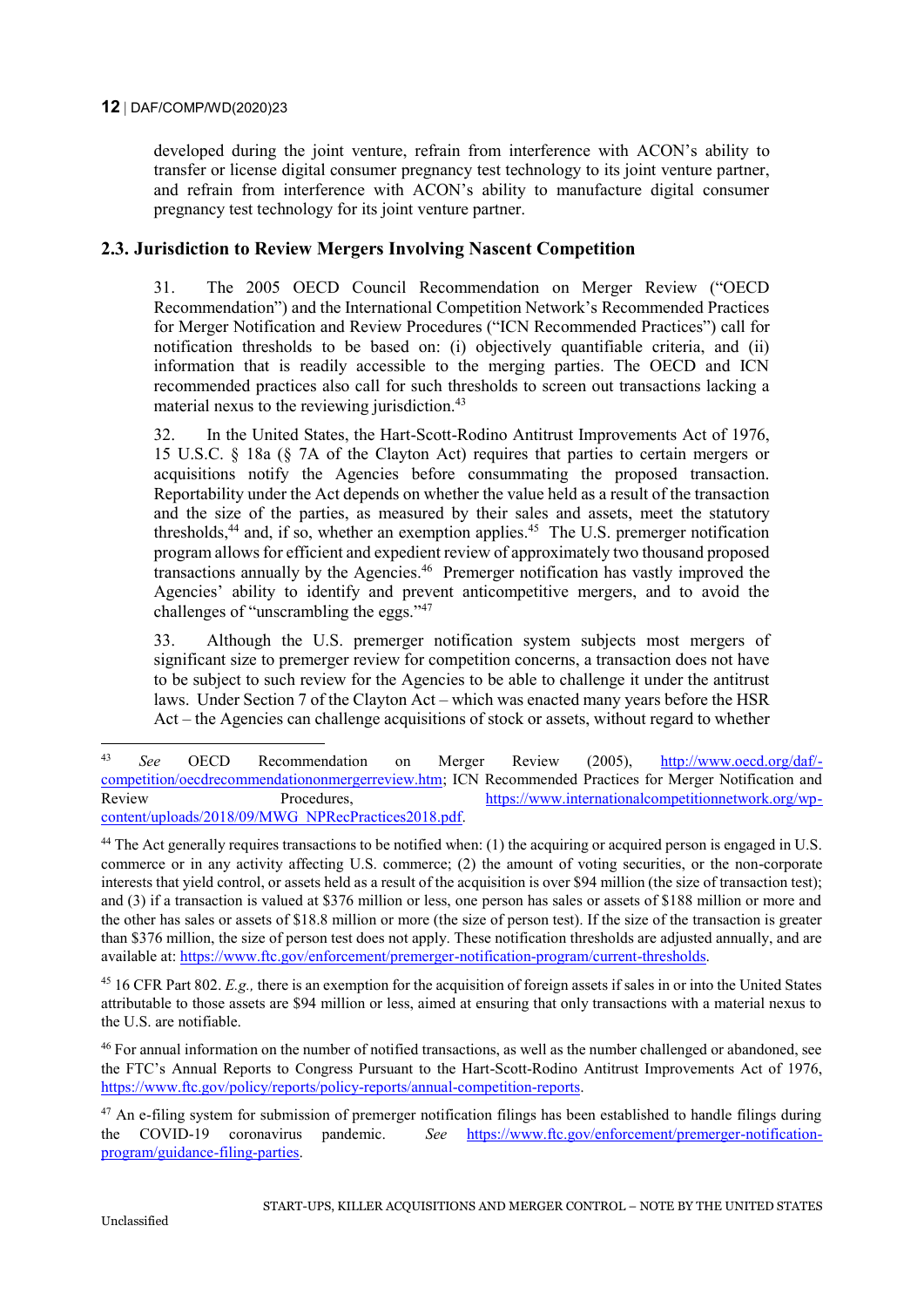developed during the joint venture, refrain from interference with ACON's ability to transfer or license digital consumer pregnancy test technology to its joint venture partner, and refrain from interference with ACON's ability to manufacture digital consumer pregnancy test technology for its joint venture partner.

## 2.3. Jurisdiction to Review Mergers Involving Nascent Competition

31. The 2005 OECD Council Recommendation on Merger Review ("OECD Recommendation") and the International Competition Network's Recommended Practices for Merger Notification and Review Procedures ("ICN Recommended Practices") call for notification thresholds to be based on: (i) objectively quantifiable criteria, and (ii) information that is readily accessible to the merging parties. The OECD and ICN recommended practices also call for such thresholds to screen out transactions lacking a material nexus to the reviewing jurisdiction.[43]

32. In the United States, the Hart-Scott-Rodino Antitrust Improvements Act of 1976, 15 U.S.C. § 18a (§ 7A of the Clayton Act) requires that parties to certain mergers or acquisitions notify the Agencies before consummating the proposed transaction. Reportability under the Act depends on whether the value held as a result of the transaction and the size of the parties, as measured by their sales and assets, meet the statutory thresholds,[44] and, if so, whether an exemption applies.[45] The U.S. premerger notification program allows for efficient and expedient review of approximately two thousand proposed transactions annually by the Agencies.[46] Premerger notification has vastly improved the Agencies' ability to identify and prevent anticompetitive mergers, and to avoid the challenges of "unscrambling the eggs."[47]

33. Although the U.S. premerger notification system subjects most mergers of significant size to premerger review for competition concerns, a transaction does not have to be subject to such review for the Agencies to be able to challenge it under the antitrust laws. Under Section 7 of the Clayton Act – which was enacted many years before the HSR Act – the Agencies can challenge acquisitions of stock or assets, without regard to whether

---

[43] *See* OECD Recommendation on Merger Review (2005), http://www.oecd.org/daf/-competition/oecdrecommendationonmergerreview.htm; ICN Recommended Practices for Merger Notification and Review Procedures, https://www.internationalcompetitionnetwork.org/wp-content/uploads/2018/09/MWG_NPRecPractices2018.pdf.

[44] The Act generally requires transactions to be notified when: (1) the acquiring or acquired person is engaged in U.S. commerce or in any activity affecting U.S. commerce; (2) the amount of voting securities, or the non-corporate interests that yield control, or assets held as a result of the acquisition is over $94 million (the size of transaction test); and (3) if a transaction is valued at $376 million or less, one person has sales or assets of $188 million or more and the other has sales or assets of $18.8 million or more (the size of person test). If the size of the transaction is greater than $376 million, the size of person test does not apply. These notification thresholds are adjusted annually, and are available at: https://www.ftc.gov/enforcement/premerger-notification-program/current-thresholds.

[45] 16 CFR Part 802. *E.g.,* there is an exemption for the acquisition of foreign assets if sales in or into the United States attributable to those assets are $94 million or less, aimed at ensuring that only transactions with a material nexus to the U.S. are notifiable.

[46] For annual information on the number of notified transactions, as well as the number challenged or abandoned, see the FTC's Annual Reports to Congress Pursuant to the Hart-Scott-Rodino Antitrust Improvements Act of 1976, https://www.ftc.gov/policy/reports/policy-reports/annual-competition-reports.

[47] An e-filing system for submission of premerger notification filings has been established to handle filings during the COVID-19 coronavirus pandemic. *See* https://www.ftc.gov/enforcement/premerger-notification-program/guidance-filing-parties.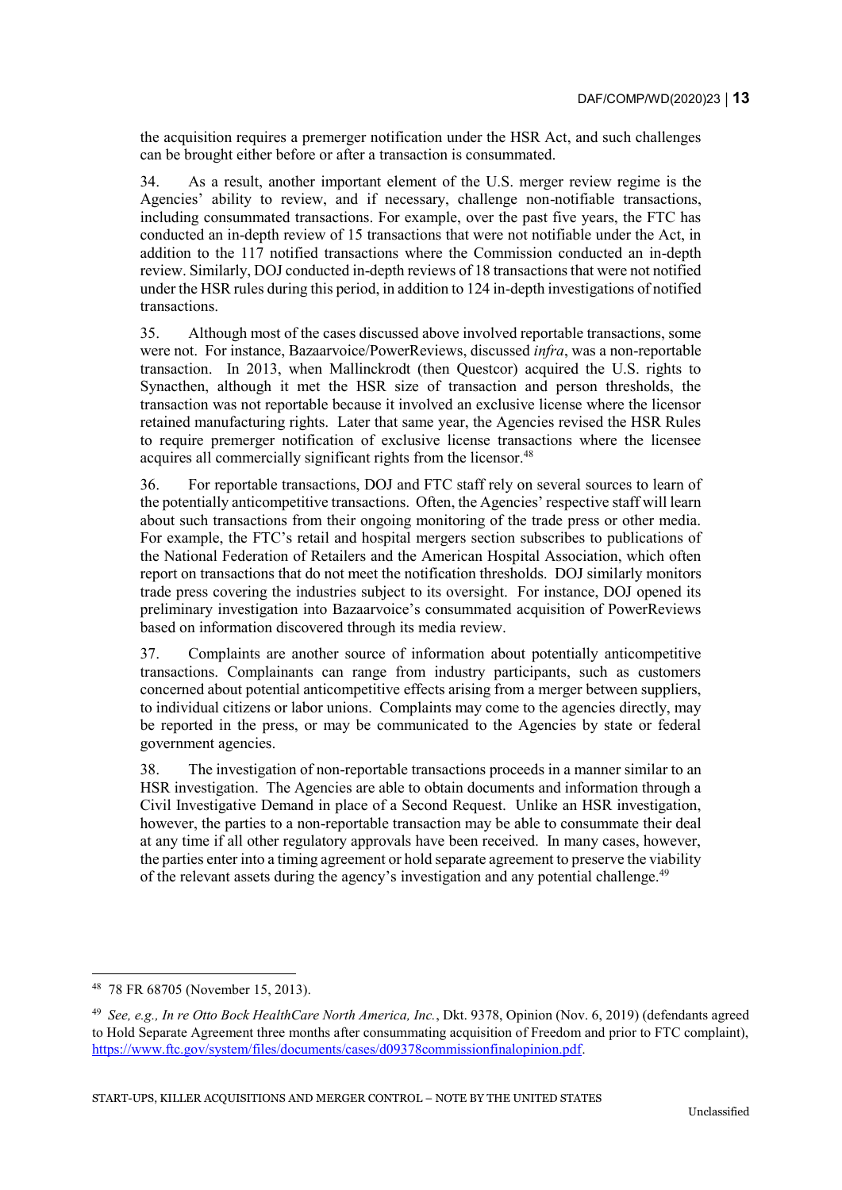the acquisition requires a premerger notification under the HSR Act, and such challenges can be brought either before or after a transaction is consummated.

34. As a result, another important element of the U.S. merger review regime is the Agencies' ability to review, and if necessary, challenge non-notifiable transactions, including consummated transactions. For example, over the past five years, the FTC has conducted an in-depth review of 15 transactions that were not notifiable under the Act, in addition to the 117 notified transactions where the Commission conducted an in-depth review. Similarly, DOJ conducted in-depth reviews of 18 transactions that were not notified under the HSR rules during this period, in addition to 124 in-depth investigations of notified transactions.

35. Although most of the cases discussed above involved reportable transactions, some were not. For instance, Bazaarvoice/PowerReviews, discussed *infra*, was a non-reportable transaction. In 2013, when Mallinckrodt (then Questcor) acquired the U.S. rights to Synacthen, although it met the HSR size of transaction and person thresholds, the transaction was not reportable because it involved an exclusive license where the licensor retained manufacturing rights. Later that same year, the Agencies revised the HSR Rules to require premerger notification of exclusive license transactions where the licensee acquires all commercially significant rights from the licensor.[48]

36. For reportable transactions, DOJ and FTC staff rely on several sources to learn of the potentially anticompetitive transactions. Often, the Agencies' respective staff will learn about such transactions from their ongoing monitoring of the trade press or other media. For example, the FTC's retail and hospital mergers section subscribes to publications of the National Federation of Retailers and the American Hospital Association, which often report on transactions that do not meet the notification thresholds. DOJ similarly monitors trade press covering the industries subject to its oversight. For instance, DOJ opened its preliminary investigation into Bazaarvoice's consummated acquisition of PowerReviews based on information discovered through its media review.

37. Complaints are another source of information about potentially anticompetitive transactions. Complainants can range from industry participants, such as customers concerned about potential anticompetitive effects arising from a merger between suppliers, to individual citizens or labor unions. Complaints may come to the agencies directly, may be reported in the press, or may be communicated to the Agencies by state or federal government agencies.

38. The investigation of non-reportable transactions proceeds in a manner similar to an HSR investigation. The Agencies are able to obtain documents and information through a Civil Investigative Demand in place of a Second Request. Unlike an HSR investigation, however, the parties to a non-reportable transaction may be able to consummate their deal at any time if all other regulatory approvals have been received. In many cases, however, the parties enter into a timing agreement or hold separate agreement to preserve the viability of the relevant assets during the agency's investigation and any potential challenge.[49]

---

[48] 78 FR 68705 (November 15, 2013).

[49] *See, e.g., In re Otto Bock HealthCare North America, Inc.*, Dkt. 9378, Opinion (Nov. 6, 2019) (defendants agreed to Hold Separate Agreement three months after consummating acquisition of Freedom and prior to FTC complaint), https://www.ftc.gov/system/files/documents/cases/d09378commissionfinalopinion.pdf.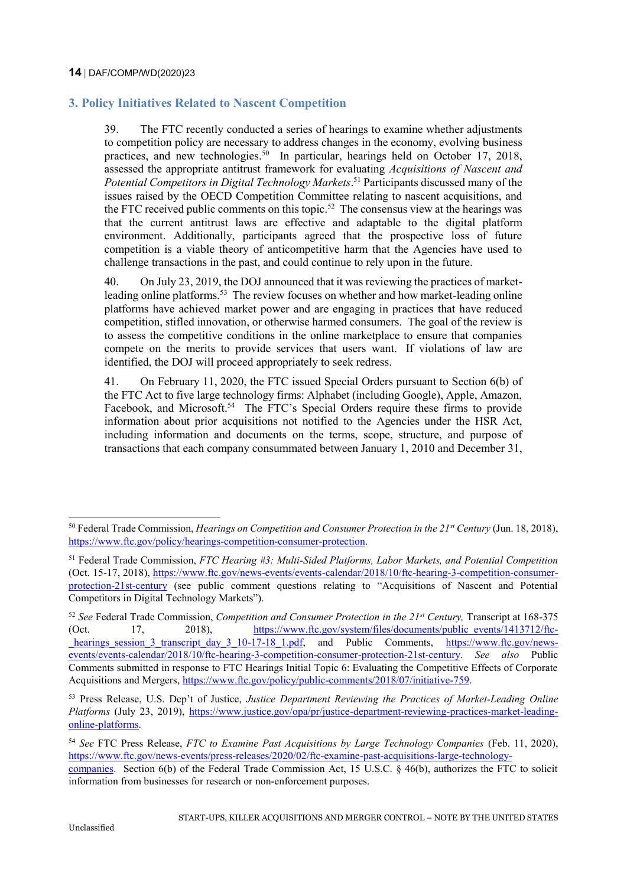## 3. Policy Initiatives Related to Nascent Competition

39. The FTC recently conducted a series of hearings to examine whether adjustments to competition policy are necessary to address changes in the economy, evolving business practices, and new technologies.[50] In particular, hearings held on October 17, 2018, assessed the appropriate antitrust framework for evaluating *Acquisitions of Nascent and Potential Competitors in Digital Technology Markets*.[51] Participants discussed many of the issues raised by the OECD Competition Committee relating to nascent acquisitions, and the FTC received public comments on this topic.[52] The consensus view at the hearings was that the current antitrust laws are effective and adaptable to the digital platform environment. Additionally, participants agreed that the prospective loss of future competition is a viable theory of anticompetitive harm that the Agencies have used to challenge transactions in the past, and could continue to rely upon in the future.

40. On July 23, 2019, the DOJ announced that it was reviewing the practices of market-leading online platforms.[53] The review focuses on whether and how market-leading online platforms have achieved market power and are engaging in practices that have reduced competition, stifled innovation, or otherwise harmed consumers. The goal of the review is to assess the competitive conditions in the online marketplace to ensure that companies compete on the merits to provide services that users want. If violations of law are identified, the DOJ will proceed appropriately to seek redress.

41. On February 11, 2020, the FTC issued Special Orders pursuant to Section 6(b) of the FTC Act to five large technology firms: Alphabet (including Google), Apple, Amazon, Facebook, and Microsoft.[54] The FTC's Special Orders require these firms to provide information about prior acquisitions not notified to the Agencies under the HSR Act, including information and documents on the terms, scope, structure, and purpose of transactions that each company consummated between January 1, 2010 and December 31,

---

[50] Federal Trade Commission, *Hearings on Competition and Consumer Protection in the 21st Century* (Jun. 18, 2018), https://www.ftc.gov/policy/hearings-competition-consumer-protection.

[51] Federal Trade Commission, *FTC Hearing #3: Multi-Sided Platforms, Labor Markets, and Potential Competition* (Oct. 15-17, 2018), https://www.ftc.gov/news-events/events-calendar/2018/10/ftc-hearing-3-competition-consumer-protection-21st-century (see public comment questions relating to "Acquisitions of Nascent and Potential Competitors in Digital Technology Markets").

[52] *See* Federal Trade Commission, *Competition and Consumer Protection in the 21st Century,* Transcript at 168-375 (Oct. 17, 2018), https://www.ftc.gov/system/files/documents/public_events/1413712/ftc-_hearings_session_3_transcript_day_3_10-17-18_1.pdf, and Public Comments, https://www.ftc.gov/news-events/events-calendar/2018/10/ftc-hearing-3-competition-consumer-protection-21st-century. *See also* Public Comments submitted in response to FTC Hearings Initial Topic 6: Evaluating the Competitive Effects of Corporate Acquisitions and Mergers, https://www.ftc.gov/policy/public-comments/2018/07/initiative-759.

[53] Press Release, U.S. Dep't of Justice, *Justice Department Reviewing the Practices of Market-Leading Online Platforms* (July 23, 2019), https://www.justice.gov/opa/pr/justice-department-reviewing-practices-market-leading-online-platforms.

[54] *See* FTC Press Release, *FTC to Examine Past Acquisitions by Large Technology Companies* (Feb. 11, 2020), https://www.ftc.gov/news-events/press-releases/2020/02/ftc-examine-past-acquisitions-large-technology-companies. Section 6(b) of the Federal Trade Commission Act, 15 U.S.C. § 46(b), authorizes the FTC to solicit information from businesses for research or non-enforcement purposes.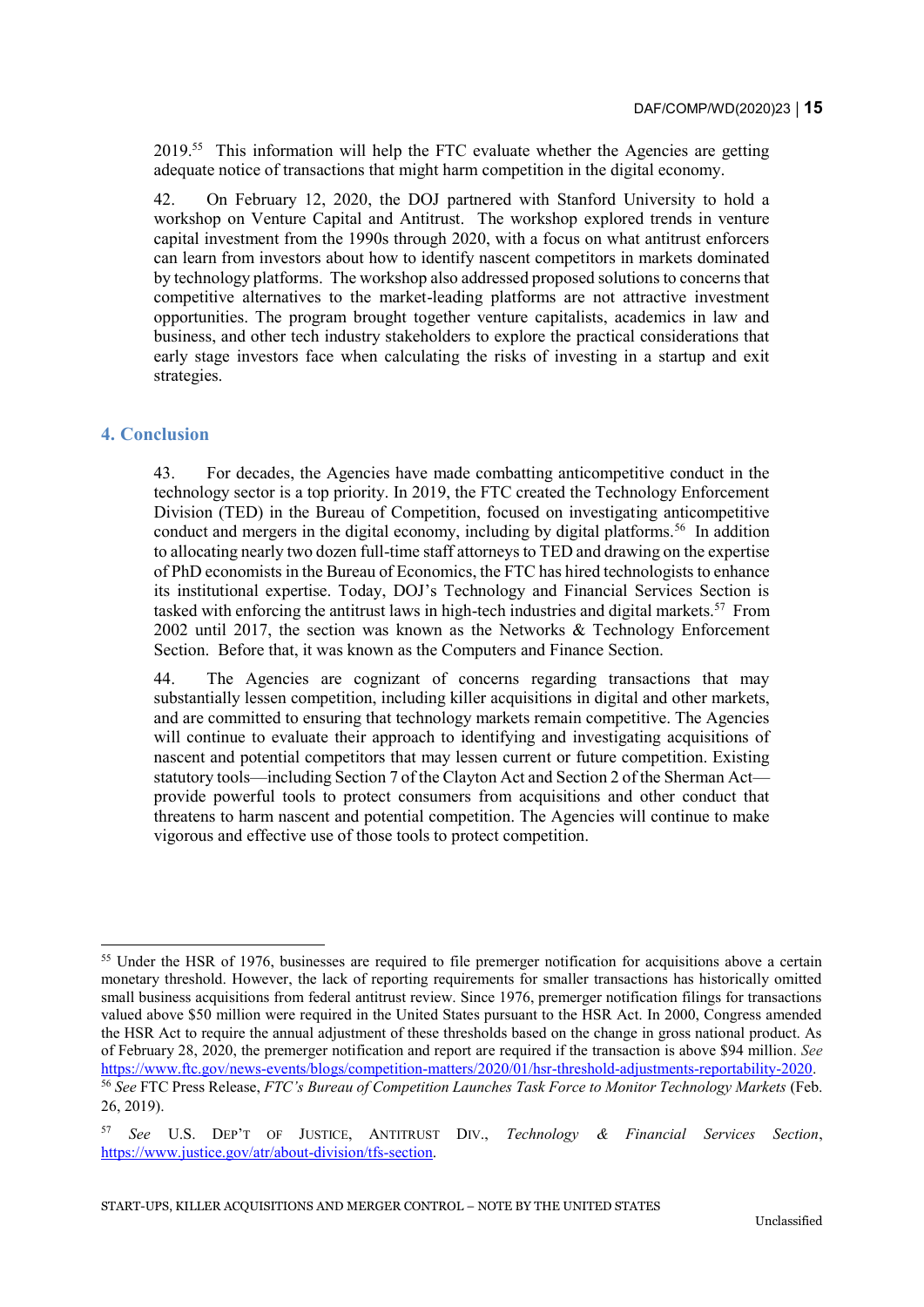2019.[55] This information will help the FTC evaluate whether the Agencies are getting adequate notice of transactions that might harm competition in the digital economy.

42. On February 12, 2020, the DOJ partnered with Stanford University to hold a workshop on Venture Capital and Antitrust. The workshop explored trends in venture capital investment from the 1990s through 2020, with a focus on what antitrust enforcers can learn from investors about how to identify nascent competitors in markets dominated by technology platforms. The workshop also addressed proposed solutions to concerns that competitive alternatives to the market-leading platforms are not attractive investment opportunities. The program brought together venture capitalists, academics in law and business, and other tech industry stakeholders to explore the practical considerations that early stage investors face when calculating the risks of investing in a startup and exit strategies.

## 4. Conclusion

43. For decades, the Agencies have made combatting anticompetitive conduct in the technology sector is a top priority. In 2019, the FTC created the Technology Enforcement Division (TED) in the Bureau of Competition, focused on investigating anticompetitive conduct and mergers in the digital economy, including by digital platforms.[56] In addition to allocating nearly two dozen full-time staff attorneys to TED and drawing on the expertise of PhD economists in the Bureau of Economics, the FTC has hired technologists to enhance its institutional expertise. Today, DOJ's Technology and Financial Services Section is tasked with enforcing the antitrust laws in high-tech industries and digital markets.[57] From 2002 until 2017, the section was known as the Networks & Technology Enforcement Section. Before that, it was known as the Computers and Finance Section.

44. The Agencies are cognizant of concerns regarding transactions that may substantially lessen competition, including killer acquisitions in digital and other markets, and are committed to ensuring that technology markets remain competitive. The Agencies will continue to evaluate their approach to identifying and investigating acquisitions of nascent and potential competitors that may lessen current or future competition. Existing statutory tools—including Section 7 of the Clayton Act and Section 2 of the Sherman Act—provide powerful tools to protect consumers from acquisitions and other conduct that threatens to harm nascent and potential competition. The Agencies will continue to make vigorous and effective use of those tools to protect competition.

---

[55] Under the HSR of 1976, businesses are required to file premerger notification for acquisitions above a certain monetary threshold. However, the lack of reporting requirements for smaller transactions has historically omitted small business acquisitions from federal antitrust review. Since 1976, premerger notification filings for transactions valued above $50 million were required in the United States pursuant to the HSR Act. In 2000, Congress amended the HSR Act to require the annual adjustment of these thresholds based on the change in gross national product. As of February 28, 2020, the premerger notification and report are required if the transaction is above $94 million. *See* https://www.ftc.gov/news-events/blogs/competition-matters/2020/01/hsr-threshold-adjustments-reportability-2020.

[56] *See* FTC Press Release, *FTC's Bureau of Competition Launches Task Force to Monitor Technology Markets* (Feb. 26, 2019).

[57] *See* U.S. DEP'T OF JUSTICE, ANTITRUST DIV., *Technology & Financial Services Section*, https://www.justice.gov/atr/about-division/tfs-section.